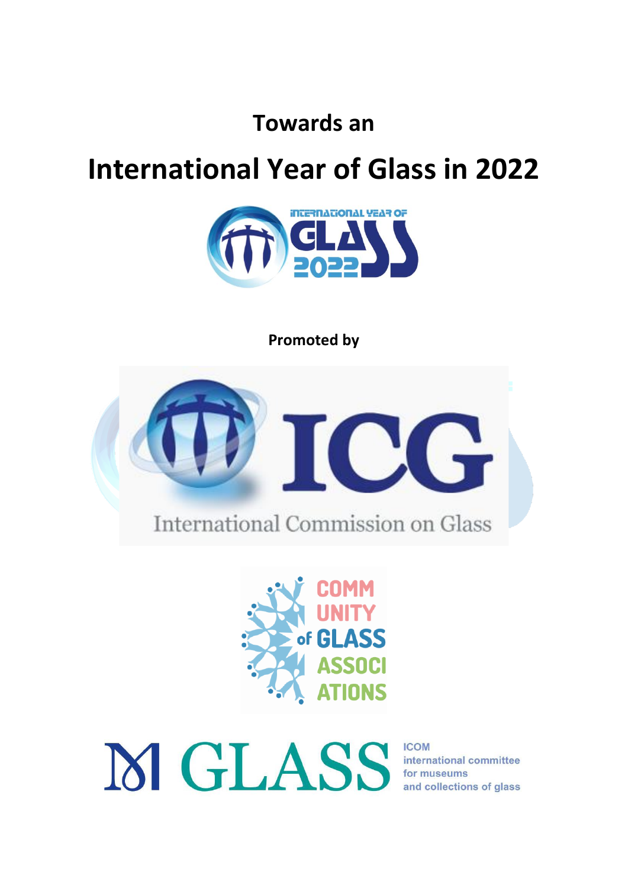**Towards an**

# International Year of Glass in 2022

INTERNATIONAL YEAR OF GLASS 2022

**Promoted by**

ICG

International Commission on Glass

COMMUNITY of GLASS ASSOCIATIONS

GLASS

ICOM international committee for museums and collections of glass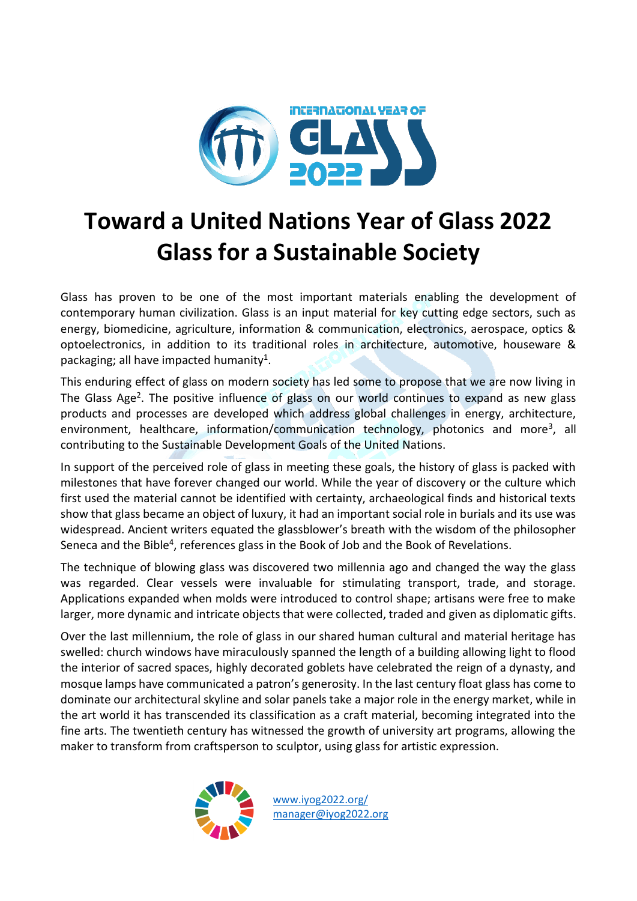# Toward a United Nations Year of Glass 2022
# Glass for a Sustainable Society

Glass has proven to be one of the most important materials enabling the development of contemporary human civilization. Glass is an input material for key cutting edge sectors, such as energy, biomedicine, agriculture, information & communication, electronics, aerospace, optics & optoelectronics, in addition to its traditional roles in architecture, automotive, houseware & packaging; all have impacted humanity[1].

This enduring effect of glass on modern society has led some to propose that we are now living in The Glass Age[2]. The positive influence of glass on our world continues to expand as new glass products and processes are developed which address global challenges in energy, architecture, environment, healthcare, information/communication technology, photonics and more[3], all contributing to the Sustainable Development Goals of the United Nations.

In support of the perceived role of glass in meeting these goals, the history of glass is packed with milestones that have forever changed our world. While the year of discovery or the culture which first used the material cannot be identified with certainty, archaeological finds and historical texts show that glass became an object of luxury, it had an important social role in burials and its use was widespread. Ancient writers equated the glassblower's breath with the wisdom of the philosopher Seneca and the Bible[4], references glass in the Book of Job and the Book of Revelations.

The technique of blowing glass was discovered two millennia ago and changed the way the glass was regarded. Clear vessels were invaluable for stimulating transport, trade, and storage. Applications expanded when molds were introduced to control shape; artisans were free to make larger, more dynamic and intricate objects that were collected, traded and given as diplomatic gifts.

Over the last millennium, the role of glass in our shared human cultural and material heritage has swelled: church windows have miraculously spanned the length of a building allowing light to flood the interior of sacred spaces, highly decorated goblets have celebrated the reign of a dynasty, and mosque lamps have communicated a patron's generosity. In the last century float glass has come to dominate our architectural skyline and solar panels take a major role in the energy market, while in the art world it has transcended its classification as a craft material, becoming integrated into the fine arts. The twentieth century has witnessed the growth of university art programs, allowing the maker to transform from craftsperson to sculptor, using glass for artistic expression.

www.iyog2022.org/
manager@iyog2022.org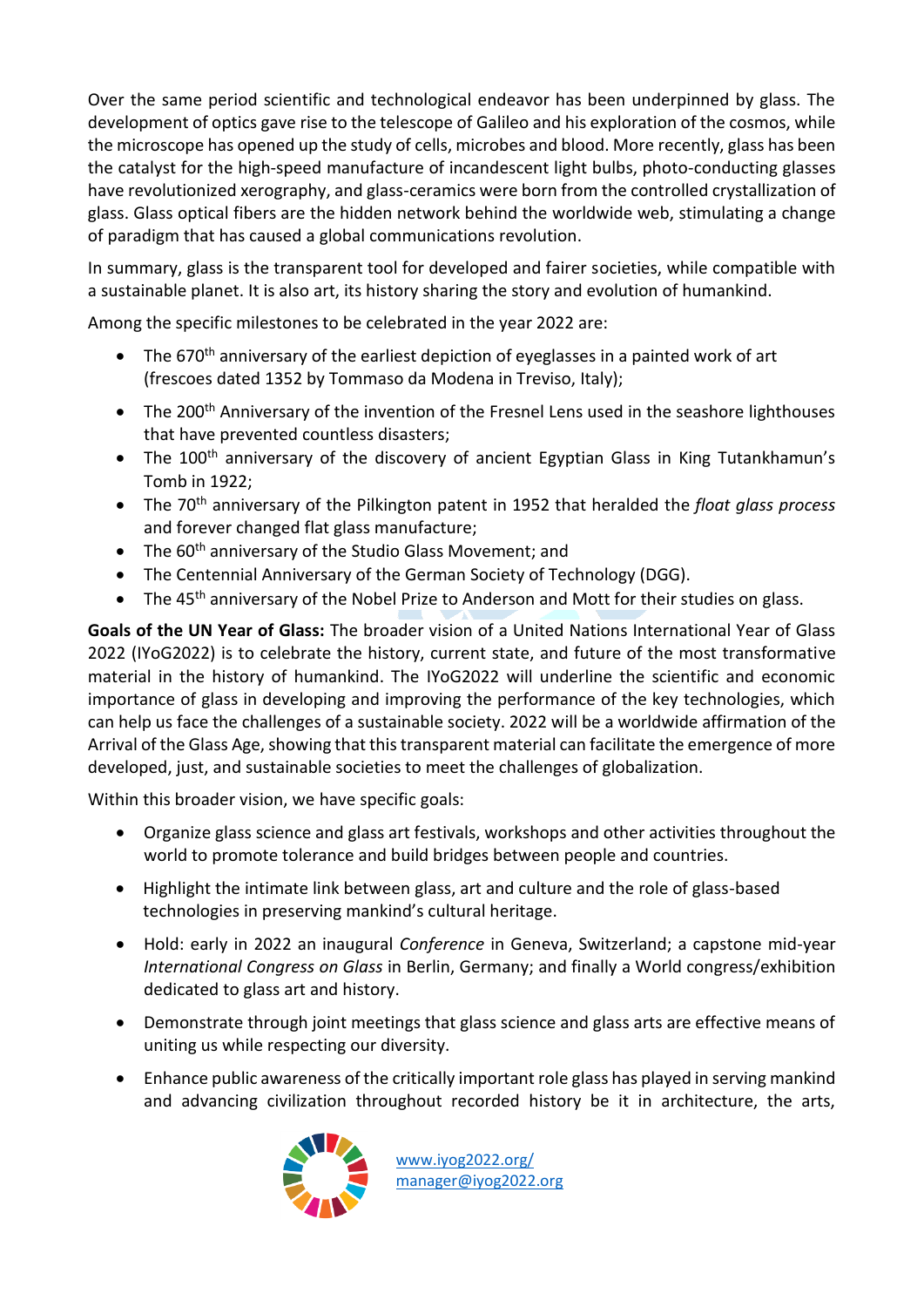Over the same period scientific and technological endeavor has been underpinned by glass. The development of optics gave rise to the telescope of Galileo and his exploration of the cosmos, while the microscope has opened up the study of cells, microbes and blood. More recently, glass has been the catalyst for the high-speed manufacture of incandescent light bulbs, photo-conducting glasses have revolutionized xerography, and glass-ceramics were born from the controlled crystallization of glass. Glass optical fibers are the hidden network behind the worldwide web, stimulating a change of paradigm that has caused a global communications revolution.

In summary, glass is the transparent tool for developed and fairer societies, while compatible with a sustainable planet. It is also art, its history sharing the story and evolution of humankind.

Among the specific milestones to be celebrated in the year 2022 are:

- The 670th anniversary of the earliest depiction of eyeglasses in a painted work of art (frescoes dated 1352 by Tommaso da Modena in Treviso, Italy);
- The 200th Anniversary of the invention of the Fresnel Lens used in the seashore lighthouses that have prevented countless disasters;
- The 100th anniversary of the discovery of ancient Egyptian Glass in King Tutankhamun's Tomb in 1922;
- The 70th anniversary of the Pilkington patent in 1952 that heralded the *float glass process* and forever changed flat glass manufacture;
- The 60th anniversary of the Studio Glass Movement; and
- The Centennial Anniversary of the German Society of Technology (DGG).
- The 45th anniversary of the Nobel Prize to Anderson and Mott for their studies on glass.

**Goals of the UN Year of Glass:** The broader vision of a United Nations International Year of Glass 2022 (IYoG2022) is to celebrate the history, current state, and future of the most transformative material in the history of humankind. The IYoG2022 will underline the scientific and economic importance of glass in developing and improving the performance of the key technologies, which can help us face the challenges of a sustainable society. 2022 will be a worldwide affirmation of the Arrival of the Glass Age, showing that this transparent material can facilitate the emergence of more developed, just, and sustainable societies to meet the challenges of globalization.

Within this broader vision, we have specific goals:

- Organize glass science and glass art festivals, workshops and other activities throughout the world to promote tolerance and build bridges between people and countries.
- Highlight the intimate link between glass, art and culture and the role of glass-based technologies in preserving mankind's cultural heritage.
- Hold: early in 2022 an inaugural *Conference* in Geneva, Switzerland; a capstone mid-year *International Congress on Glass* in Berlin, Germany; and finally a World congress/exhibition dedicated to glass art and history.
- Demonstrate through joint meetings that glass science and glass arts are effective means of uniting us while respecting our diversity.
- Enhance public awareness of the critically important role glass has played in serving mankind and advancing civilization throughout recorded history be it in architecture, the arts,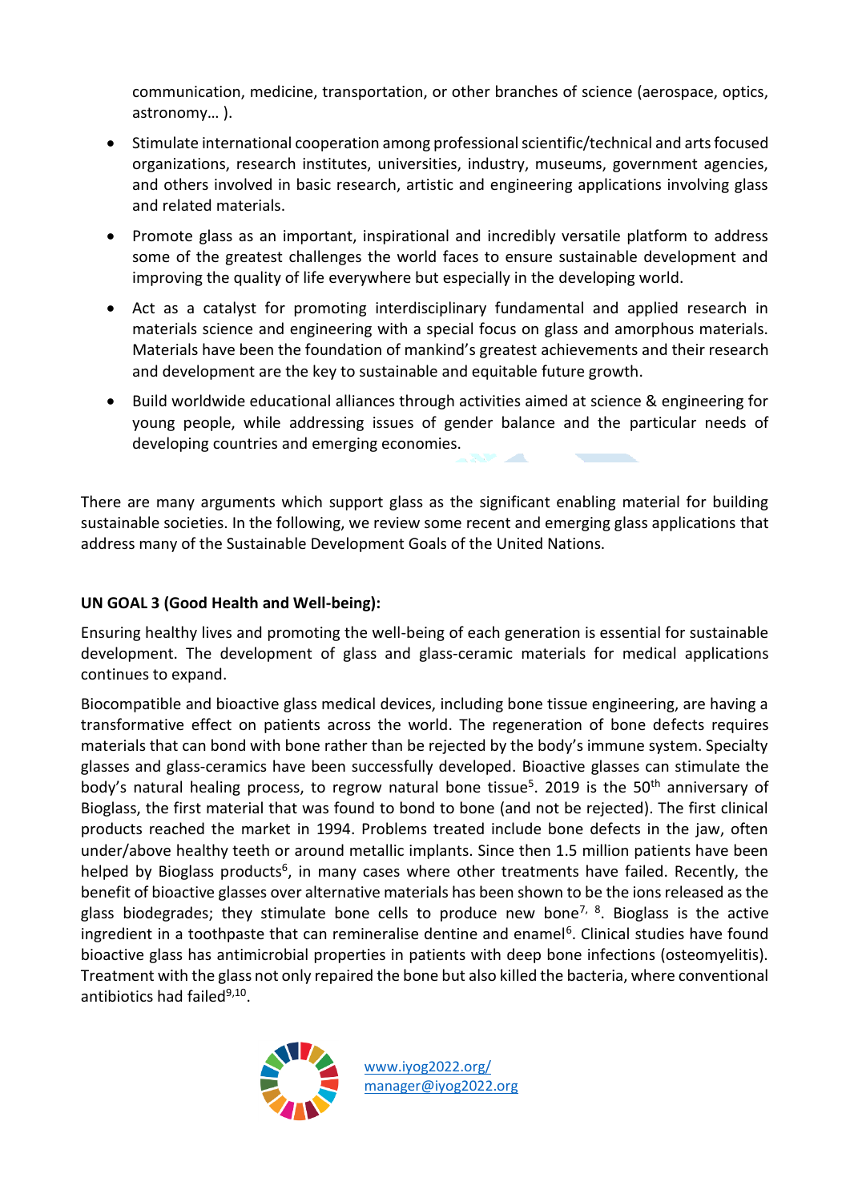communication, medicine, transportation, or other branches of science (aerospace, optics, astronomy… ).

- Stimulate international cooperation among professional scientific/technical and arts focused organizations, research institutes, universities, industry, museums, government agencies, and others involved in basic research, artistic and engineering applications involving glass and related materials.
- Promote glass as an important, inspirational and incredibly versatile platform to address some of the greatest challenges the world faces to ensure sustainable development and improving the quality of life everywhere but especially in the developing world.
- Act as a catalyst for promoting interdisciplinary fundamental and applied research in materials science and engineering with a special focus on glass and amorphous materials. Materials have been the foundation of mankind's greatest achievements and their research and development are the key to sustainable and equitable future growth.
- Build worldwide educational alliances through activities aimed at science & engineering for young people, while addressing issues of gender balance and the particular needs of developing countries and emerging economies.

There are many arguments which support glass as the significant enabling material for building sustainable societies. In the following, we review some recent and emerging glass applications that address many of the Sustainable Development Goals of the United Nations.

**UN GOAL 3 (Good Health and Well-being):**

Ensuring healthy lives and promoting the well-being of each generation is essential for sustainable development. The development of glass and glass-ceramic materials for medical applications continues to expand.

Biocompatible and bioactive glass medical devices, including bone tissue engineering, are having a transformative effect on patients across the world. The regeneration of bone defects requires materials that can bond with bone rather than be rejected by the body's immune system. Specialty glasses and glass-ceramics have been successfully developed. Bioactive glasses can stimulate the body's natural healing process, to regrow natural bone tissue[5]. 2019 is the 50th anniversary of Bioglass, the first material that was found to bond to bone (and not be rejected). The first clinical products reached the market in 1994. Problems treated include bone defects in the jaw, often under/above healthy teeth or around metallic implants. Since then 1.5 million patients have been helped by Bioglass products[6], in many cases where other treatments have failed. Recently, the benefit of bioactive glasses over alternative materials has been shown to be the ions released as the glass biodegrades; they stimulate bone cells to produce new bone[7, 8]. Bioglass is the active ingredient in a toothpaste that can remineralise dentine and enamel[6]. Clinical studies have found bioactive glass has antimicrobial properties in patients with deep bone infections (osteomyelitis). Treatment with the glass not only repaired the bone but also killed the bacteria, where conventional antibiotics had failed[9,10].

www.iyog2022.org/
manager@iyog2022.org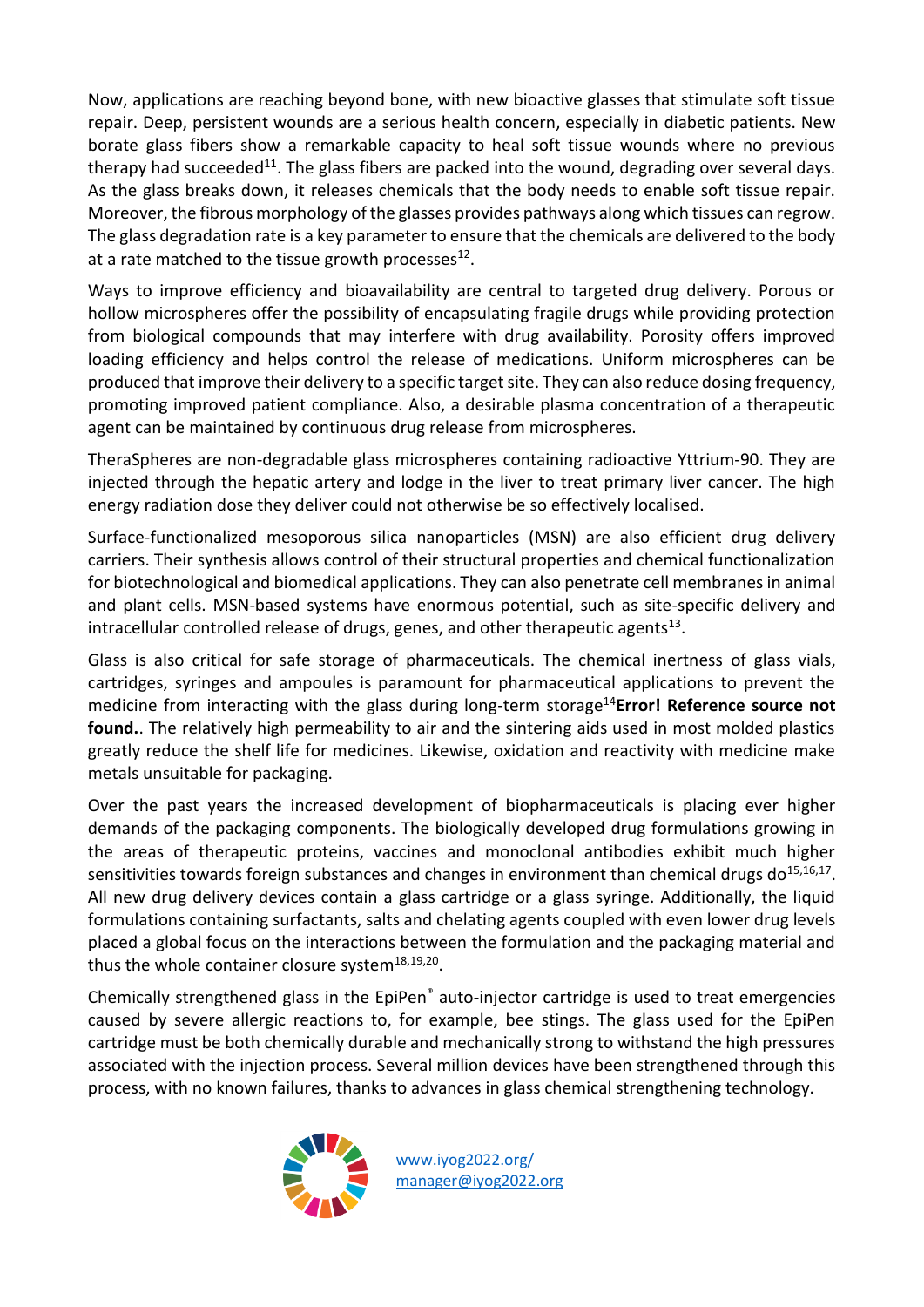Now, applications are reaching beyond bone, with new bioactive glasses that stimulate soft tissue repair. Deep, persistent wounds are a serious health concern, especially in diabetic patients. New borate glass fibers show a remarkable capacity to heal soft tissue wounds where no previous therapy had succeeded[11]. The glass fibers are packed into the wound, degrading over several days. As the glass breaks down, it releases chemicals that the body needs to enable soft tissue repair. Moreover, the fibrous morphology of the glasses provides pathways along which tissues can regrow. The glass degradation rate is a key parameter to ensure that the chemicals are delivered to the body at a rate matched to the tissue growth processes[12].

Ways to improve efficiency and bioavailability are central to targeted drug delivery. Porous or hollow microspheres offer the possibility of encapsulating fragile drugs while providing protection from biological compounds that may interfere with drug availability. Porosity offers improved loading efficiency and helps control the release of medications. Uniform microspheres can be produced that improve their delivery to a specific target site. They can also reduce dosing frequency, promoting improved patient compliance. Also, a desirable plasma concentration of a therapeutic agent can be maintained by continuous drug release from microspheres.

TheraSpheres are non-degradable glass microspheres containing radioactive Yttrium-90. They are injected through the hepatic artery and lodge in the liver to treat primary liver cancer. The high energy radiation dose they deliver could not otherwise be so effectively localised.

Surface-functionalized mesoporous silica nanoparticles (MSN) are also efficient drug delivery carriers. Their synthesis allows control of their structural properties and chemical functionalization for biotechnological and biomedical applications. They can also penetrate cell membranes in animal and plant cells. MSN-based systems have enormous potential, such as site-specific delivery and intracellular controlled release of drugs, genes, and other therapeutic agents[13].

Glass is also critical for safe storage of pharmaceuticals. The chemical inertness of glass vials, cartridges, syringes and ampoules is paramount for pharmaceutical applications to prevent the medicine from interacting with the glass during long-term storage[14]**Error! Reference source not found.**. The relatively high permeability to air and the sintering aids used in most molded plastics greatly reduce the shelf life for medicines. Likewise, oxidation and reactivity with medicine make metals unsuitable for packaging.

Over the past years the increased development of biopharmaceuticals is placing ever higher demands of the packaging components. The biologically developed drug formulations growing in the areas of therapeutic proteins, vaccines and monoclonal antibodies exhibit much higher sensitivities towards foreign substances and changes in environment than chemical drugs do[15,16,17]. All new drug delivery devices contain a glass cartridge or a glass syringe. Additionally, the liquid formulations containing surfactants, salts and chelating agents coupled with even lower drug levels placed a global focus on the interactions between the formulation and the packaging material and thus the whole container closure system[18,19,20].

Chemically strengthened glass in the EpiPen® auto-injector cartridge is used to treat emergencies caused by severe allergic reactions to, for example, bee stings. The glass used for the EpiPen cartridge must be both chemically durable and mechanically strong to withstand the high pressures associated with the injection process. Several million devices have been strengthened through this process, with no known failures, thanks to advances in glass chemical strengthening technology.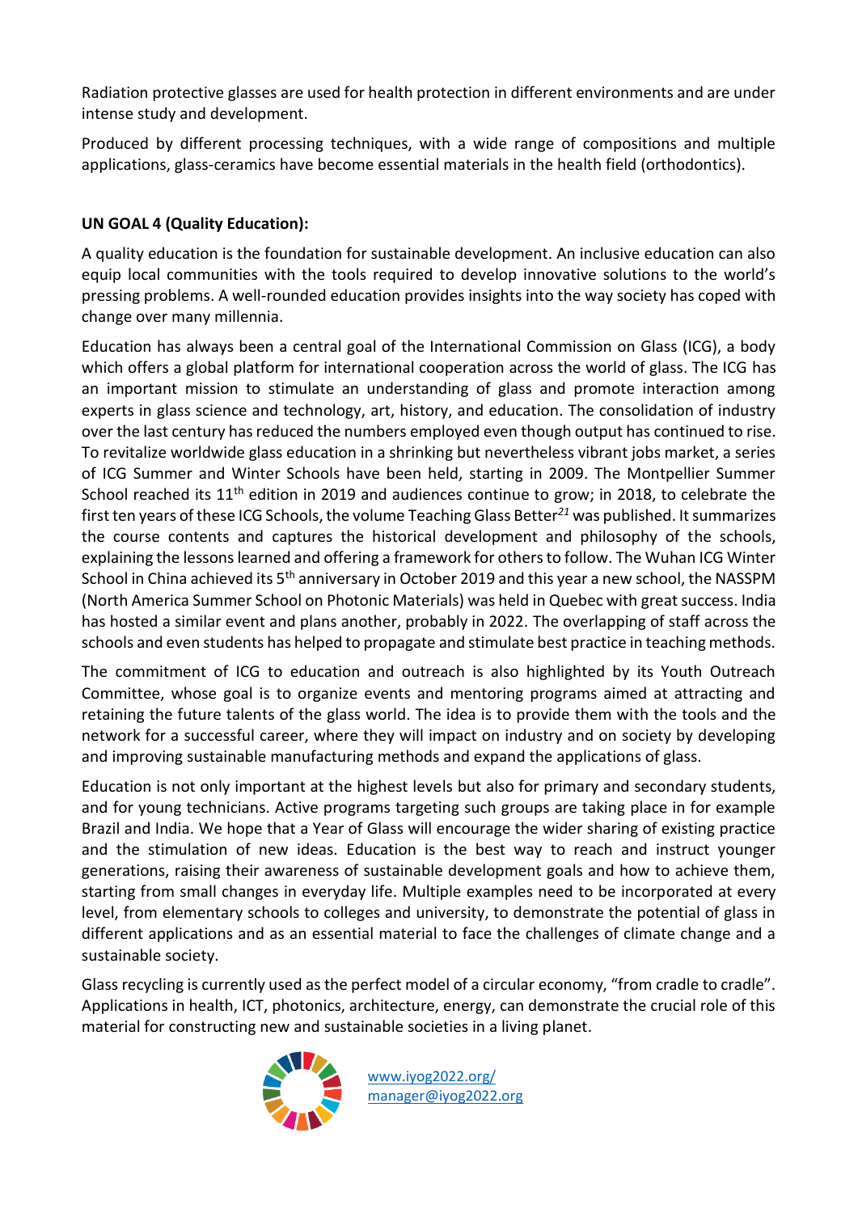Radiation protective glasses are used for health protection in different environments and are under intense study and development.

Produced by different processing techniques, with a wide range of compositions and multiple applications, glass-ceramics have become essential materials in the health field (orthodontics).

**UN GOAL 4 (Quality Education):**

A quality education is the foundation for sustainable development. An inclusive education can also equip local communities with the tools required to develop innovative solutions to the world's pressing problems. A well-rounded education provides insights into the way society has coped with change over many millennia.

Education has always been a central goal of the International Commission on Glass (ICG), a body which offers a global platform for international cooperation across the world of glass. The ICG has an important mission to stimulate an understanding of glass and promote interaction among experts in glass science and technology, art, history, and education. The consolidation of industry over the last century has reduced the numbers employed even though output has continued to rise. To revitalize worldwide glass education in a shrinking but nevertheless vibrant jobs market, a series of ICG Summer and Winter Schools have been held, starting in 2009. The Montpellier Summer School reached its 11th edition in 2019 and audiences continue to grow; in 2018, to celebrate the first ten years of these ICG Schools, the volume Teaching Glass Better[21] was published. It summarizes the course contents and captures the historical development and philosophy of the schools, explaining the lessons learned and offering a framework for others to follow. The Wuhan ICG Winter School in China achieved its 5th anniversary in October 2019 and this year a new school, the NASSPM (North America Summer School on Photonic Materials) was held in Quebec with great success. India has hosted a similar event and plans another, probably in 2022. The overlapping of staff across the schools and even students has helped to propagate and stimulate best practice in teaching methods.

The commitment of ICG to education and outreach is also highlighted by its Youth Outreach Committee, whose goal is to organize events and mentoring programs aimed at attracting and retaining the future talents of the glass world. The idea is to provide them with the tools and the network for a successful career, where they will impact on industry and on society by developing and improving sustainable manufacturing methods and expand the applications of glass.

Education is not only important at the highest levels but also for primary and secondary students, and for young technicians. Active programs targeting such groups are taking place in for example Brazil and India. We hope that a Year of Glass will encourage the wider sharing of existing practice and the stimulation of new ideas. Education is the best way to reach and instruct younger generations, raising their awareness of sustainable development goals and how to achieve them, starting from small changes in everyday life. Multiple examples need to be incorporated at every level, from elementary schools to colleges and university, to demonstrate the potential of glass in different applications and as an essential material to face the challenges of climate change and a sustainable society.

Glass recycling is currently used as the perfect model of a circular economy, "from cradle to cradle". Applications in health, ICT, photonics, architecture, energy, can demonstrate the crucial role of this material for constructing new and sustainable societies in a living planet.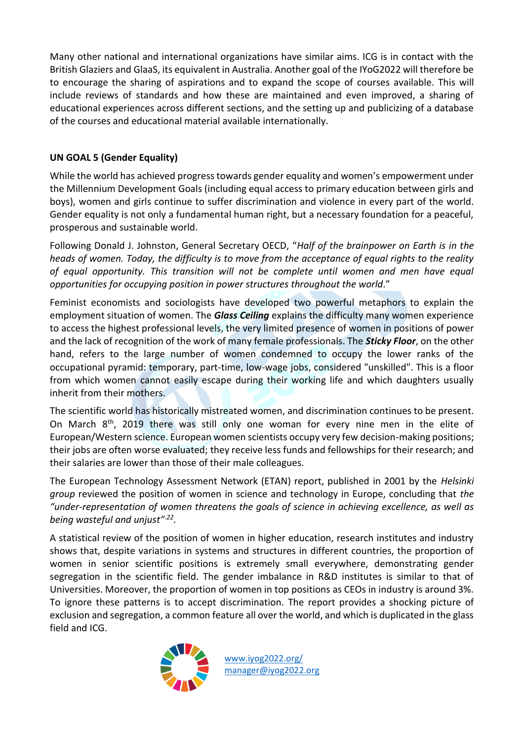Many other national and international organizations have similar aims. ICG is in contact with the British Glaziers and GlaaS, its equivalent in Australia. Another goal of the IYoG2022 will therefore be to encourage the sharing of aspirations and to expand the scope of courses available. This will include reviews of standards and how these are maintained and even improved, a sharing of educational experiences across different sections, and the setting up and publicizing of a database of the courses and educational material available internationally.

**UN GOAL 5 (Gender Equality)**

While the world has achieved progress towards gender equality and women's empowerment under the Millennium Development Goals (including equal access to primary education between girls and boys), women and girls continue to suffer discrimination and violence in every part of the world. Gender equality is not only a fundamental human right, but a necessary foundation for a peaceful, prosperous and sustainable world.

Following Donald J. Johnston, General Secretary OECD, "*Half of the brainpower on Earth is in the heads of women. Today, the difficulty is to move from the acceptance of equal rights to the reality of equal opportunity. This transition will not be complete until women and men have equal opportunities for occupying position in power structures throughout the world*."

Feminist economists and sociologists have developed two powerful metaphors to explain the employment situation of women. The ***Glass Ceiling*** explains the difficulty many women experience to access the highest professional levels, the very limited presence of women in positions of power and the lack of recognition of the work of many female professionals. The ***Sticky Floor***, on the other hand, refers to the large number of women condemned to occupy the lower ranks of the occupational pyramid: temporary, part-time, low-wage jobs, considered "unskilled". This is a floor from which women cannot easily escape during their working life and which daughters usually inherit from their mothers.

The scientific world has historically mistreated women, and discrimination continues to be present. On March 8th, 2019 there was still only one woman for every nine men in the elite of European/Western science. European women scientists occupy very few decision-making positions; their jobs are often worse evaluated; they receive less funds and fellowships for their research; and their salaries are lower than those of their male colleagues.

The European Technology Assessment Network (ETAN) report, published in 2001 by the *Helsinki group* reviewed the position of women in science and technology in Europe, concluding that *the "under-representation of women threatens the goals of science in achieving excellence, as well as being wasteful and unjust"*[22].

A statistical review of the position of women in higher education, research institutes and industry shows that, despite variations in systems and structures in different countries, the proportion of women in senior scientific positions is extremely small everywhere, demonstrating gender segregation in the scientific field. The gender imbalance in R&D institutes is similar to that of Universities. Moreover, the proportion of women in top positions as CEOs in industry is around 3%. To ignore these patterns is to accept discrimination. The report provides a shocking picture of exclusion and segregation, a common feature all over the world, and which is duplicated in the glass field and ICG.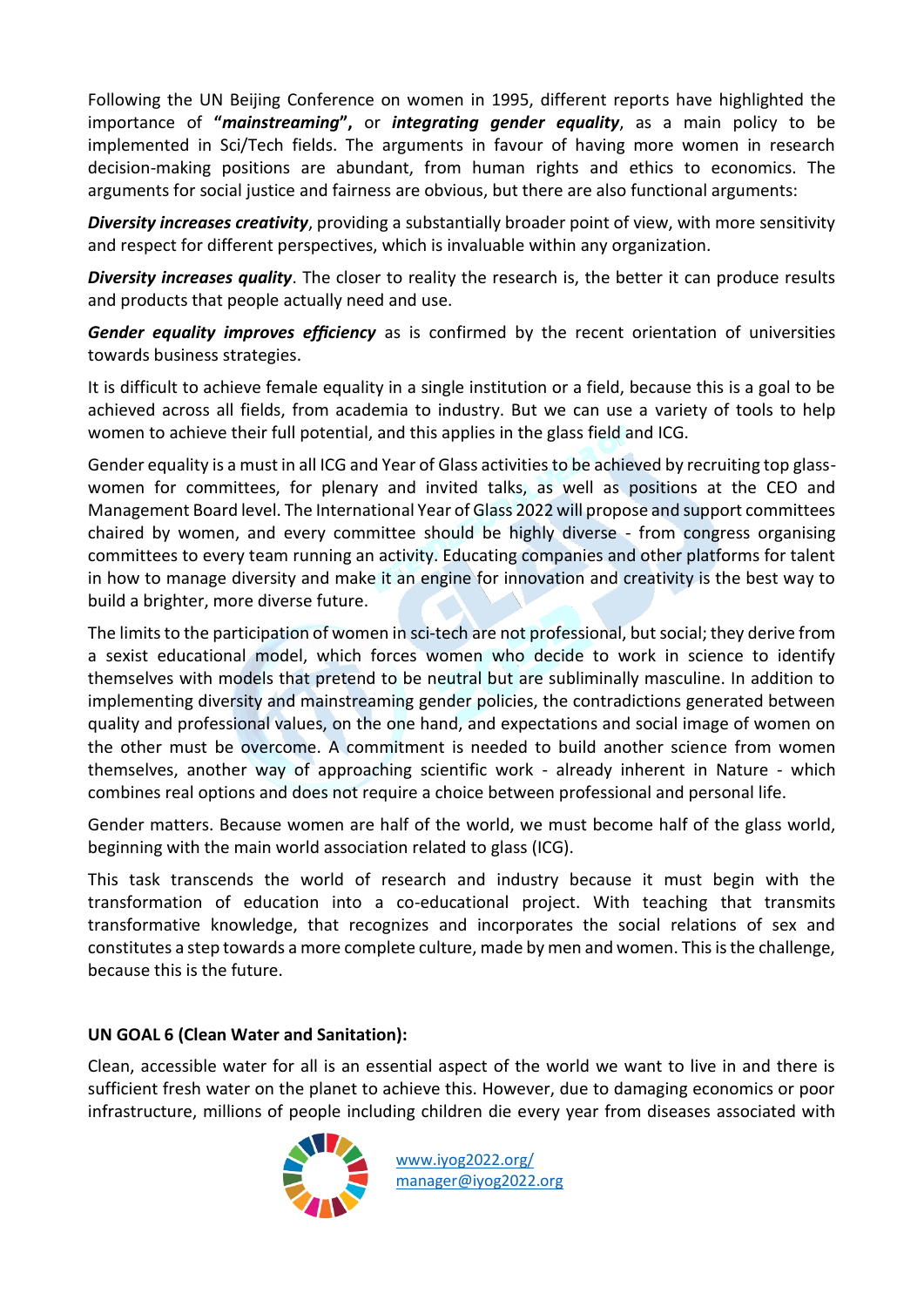Following the UN Beijing Conference on women in 1995, different reports have highlighted the importance of **"*mainstreaming*"**, or ***integrating gender equality***, as a main policy to be implemented in Sci/Tech fields. The arguments in favour of having more women in research decision-making positions are abundant, from human rights and ethics to economics. The arguments for social justice and fairness are obvious, but there are also functional arguments:

***Diversity increases creativity***, providing a substantially broader point of view, with more sensitivity and respect for different perspectives, which is invaluable within any organization.

***Diversity increases quality***. The closer to reality the research is, the better it can produce results and products that people actually need and use.

***Gender equality improves efficiency*** as is confirmed by the recent orientation of universities towards business strategies.

It is difficult to achieve female equality in a single institution or a field, because this is a goal to be achieved across all fields, from academia to industry. But we can use a variety of tools to help women to achieve their full potential, and this applies in the glass field and ICG.

Gender equality is a must in all ICG and Year of Glass activities to be achieved by recruiting top glass-women for committees, for plenary and invited talks, as well as positions at the CEO and Management Board level. The International Year of Glass 2022 will propose and support committees chaired by women, and every committee should be highly diverse - from congress organising committees to every team running an activity. Educating companies and other platforms for talent in how to manage diversity and make it an engine for innovation and creativity is the best way to build a brighter, more diverse future.

The limits to the participation of women in sci-tech are not professional, but social; they derive from a sexist educational model, which forces women who decide to work in science to identify themselves with models that pretend to be neutral but are subliminally masculine. In addition to implementing diversity and mainstreaming gender policies, the contradictions generated between quality and professional values, on the one hand, and expectations and social image of women on the other must be overcome. A commitment is needed to build another science from women themselves, another way of approaching scientific work - already inherent in Nature - which combines real options and does not require a choice between professional and personal life.

Gender matters. Because women are half of the world, we must become half of the glass world, beginning with the main world association related to glass (ICG).

This task transcends the world of research and industry because it must begin with the transformation of education into a co-educational project. With teaching that transmits transformative knowledge, that recognizes and incorporates the social relations of sex and constitutes a step towards a more complete culture, made by men and women. This is the challenge, because this is the future.

**UN GOAL 6 (Clean Water and Sanitation):**

Clean, accessible water for all is an essential aspect of the world we want to live in and there is sufficient fresh water on the planet to achieve this. However, due to damaging economics or poor infrastructure, millions of people including children die every year from diseases associated with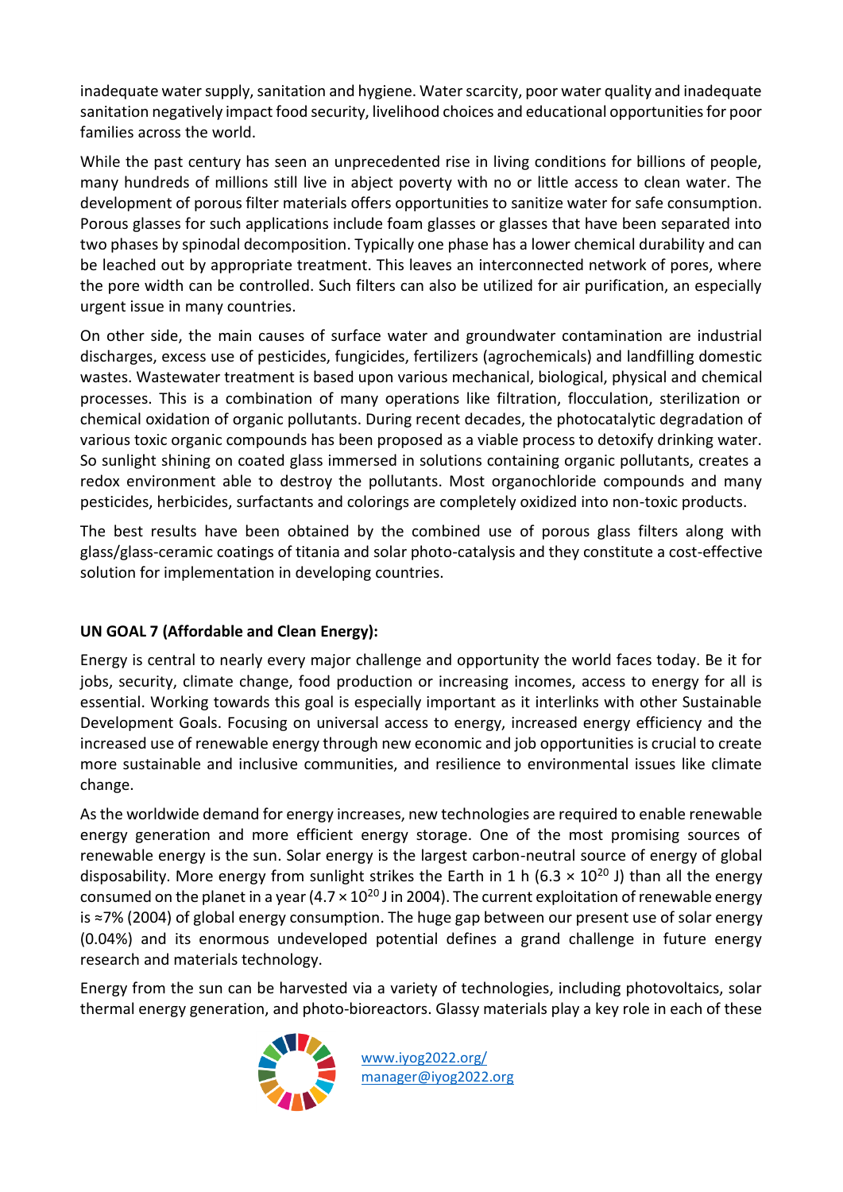inadequate water supply, sanitation and hygiene. Water scarcity, poor water quality and inadequate sanitation negatively impact food security, livelihood choices and educational opportunities for poor families across the world.

While the past century has seen an unprecedented rise in living conditions for billions of people, many hundreds of millions still live in abject poverty with no or little access to clean water. The development of porous filter materials offers opportunities to sanitize water for safe consumption. Porous glasses for such applications include foam glasses or glasses that have been separated into two phases by spinodal decomposition. Typically one phase has a lower chemical durability and can be leached out by appropriate treatment. This leaves an interconnected network of pores, where the pore width can be controlled. Such filters can also be utilized for air purification, an especially urgent issue in many countries.

On other side, the main causes of surface water and groundwater contamination are industrial discharges, excess use of pesticides, fungicides, fertilizers (agrochemicals) and landfilling domestic wastes. Wastewater treatment is based upon various mechanical, biological, physical and chemical processes. This is a combination of many operations like filtration, flocculation, sterilization or chemical oxidation of organic pollutants. During recent decades, the photocatalytic degradation of various toxic organic compounds has been proposed as a viable process to detoxify drinking water. So sunlight shining on coated glass immersed in solutions containing organic pollutants, creates a redox environment able to destroy the pollutants. Most organochloride compounds and many pesticides, herbicides, surfactants and colorings are completely oxidized into non-toxic products.

The best results have been obtained by the combined use of porous glass filters along with glass/glass-ceramic coatings of titania and solar photo-catalysis and they constitute a cost-effective solution for implementation in developing countries.

**UN GOAL 7 (Affordable and Clean Energy):**

Energy is central to nearly every major challenge and opportunity the world faces today. Be it for jobs, security, climate change, food production or increasing incomes, access to energy for all is essential. Working towards this goal is especially important as it interlinks with other Sustainable Development Goals. Focusing on universal access to energy, increased energy efficiency and the increased use of renewable energy through new economic and job opportunities is crucial to create more sustainable and inclusive communities, and resilience to environmental issues like climate change.

As the worldwide demand for energy increases, new technologies are required to enable renewable energy generation and more efficient energy storage. One of the most promising sources of renewable energy is the sun. Solar energy is the largest carbon-neutral source of energy of global disposability. More energy from sunlight strikes the Earth in 1 h ($6.3 \times 10^{20}$ J) than all the energy consumed on the planet in a year ($4.7 \times 10^{20}$ J in 2004). The current exploitation of renewable energy is ≈7% (2004) of global energy consumption. The huge gap between our present use of solar energy (0.04%) and its enormous undeveloped potential defines a grand challenge in future energy research and materials technology.

Energy from the sun can be harvested via a variety of technologies, including photovoltaics, solar thermal energy generation, and photo-bioreactors. Glassy materials play a key role in each of these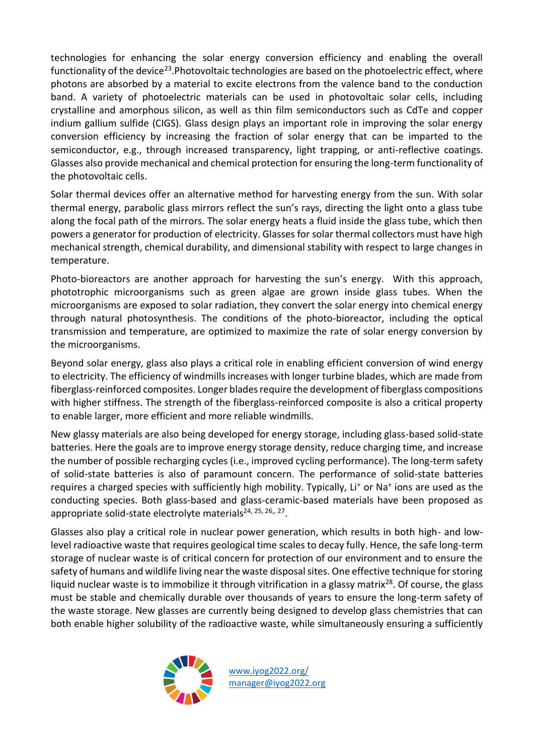technologies for enhancing the solar energy conversion efficiency and enabling the overall functionality of the device[23].Photovoltaic technologies are based on the photoelectric effect, where photons are absorbed by a material to excite electrons from the valence band to the conduction band. A variety of photoelectric materials can be used in photovoltaic solar cells, including crystalline and amorphous silicon, as well as thin film semiconductors such as CdTe and copper indium gallium sulfide (CIGS). Glass design plays an important role in improving the solar energy conversion efficiency by increasing the fraction of solar energy that can be imparted to the semiconductor, e.g., through increased transparency, light trapping, or anti-reflective coatings. Glasses also provide mechanical and chemical protection for ensuring the long-term functionality of the photovoltaic cells.

Solar thermal devices offer an alternative method for harvesting energy from the sun. With solar thermal energy, parabolic glass mirrors reflect the sun's rays, directing the light onto a glass tube along the focal path of the mirrors. The solar energy heats a fluid inside the glass tube, which then powers a generator for production of electricity. Glasses for solar thermal collectors must have high mechanical strength, chemical durability, and dimensional stability with respect to large changes in temperature.

Photo-bioreactors are another approach for harvesting the sun's energy. With this approach, phototrophic microorganisms such as green algae are grown inside glass tubes. When the microorganisms are exposed to solar radiation, they convert the solar energy into chemical energy through natural photosynthesis. The conditions of the photo-bioreactor, including the optical transmission and temperature, are optimized to maximize the rate of solar energy conversion by the microorganisms.

Beyond solar energy, glass also plays a critical role in enabling efficient conversion of wind energy to electricity. The efficiency of windmills increases with longer turbine blades, which are made from fiberglass-reinforced composites. Longer blades require the development of fiberglass compositions with higher stiffness. The strength of the fiberglass-reinforced composite is also a critical property to enable larger, more efficient and more reliable windmills.

New glassy materials are also being developed for energy storage, including glass-based solid-state batteries. Here the goals are to improve energy storage density, reduce charging time, and increase the number of possible recharging cycles (i.e., improved cycling performance). The long-term safety of solid-state batteries is also of paramount concern. The performance of solid-state batteries requires a charged species with sufficiently high mobility. Typically, $Li^+$ or $Na^+$ ions are used as the conducting species. Both glass-based and glass-ceramic-based materials have been proposed as appropriate solid-state electrolyte materials[24, 25, 26,, 27].

Glasses also play a critical role in nuclear power generation, which results in both high- and low-level radioactive waste that requires geological time scales to decay fully. Hence, the safe long-term storage of nuclear waste is of critical concern for protection of our environment and to ensure the safety of humans and wildlife living near the waste disposal sites. One effective technique for storing liquid nuclear waste is to immobilize it through vitrification in a glassy matrix[28]. Of course, the glass must be stable and chemically durable over thousands of years to ensure the long-term safety of the waste storage. New glasses are currently being designed to develop glass chemistries that can both enable higher solubility of the radioactive waste, while simultaneously ensuring a sufficiently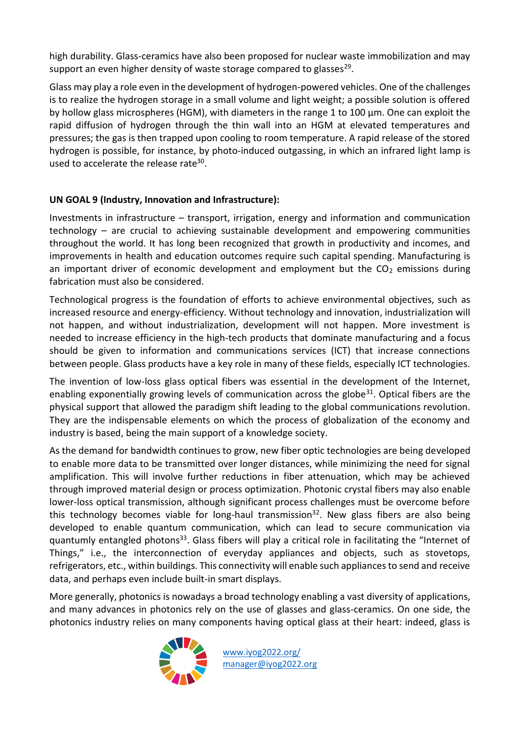high durability. Glass-ceramics have also been proposed for nuclear waste immobilization and may support an even higher density of waste storage compared to glasses[29].

Glass may play a role even in the development of hydrogen-powered vehicles. One of the challenges is to realize the hydrogen storage in a small volume and light weight; a possible solution is offered by hollow glass microspheres (HGM), with diameters in the range 1 to 100 µm. One can exploit the rapid diffusion of hydrogen through the thin wall into an HGM at elevated temperatures and pressures; the gas is then trapped upon cooling to room temperature. A rapid release of the stored hydrogen is possible, for instance, by photo-induced outgassing, in which an infrared light lamp is used to accelerate the release rate[30].

**UN GOAL 9 (Industry, Innovation and Infrastructure):**

Investments in infrastructure – transport, irrigation, energy and information and communication technology – are crucial to achieving sustainable development and empowering communities throughout the world. It has long been recognized that growth in productivity and incomes, and improvements in health and education outcomes require such capital spending. Manufacturing is an important driver of economic development and employment but the $CO_2$ emissions during fabrication must also be considered.

Technological progress is the foundation of efforts to achieve environmental objectives, such as increased resource and energy-efficiency. Without technology and innovation, industrialization will not happen, and without industrialization, development will not happen. More investment is needed to increase efficiency in the high-tech products that dominate manufacturing and a focus should be given to information and communications services (ICT) that increase connections between people. Glass products have a key role in many of these fields, especially ICT technologies.

The invention of low-loss glass optical fibers was essential in the development of the Internet, enabling exponentially growing levels of communication across the globe[31]. Optical fibers are the physical support that allowed the paradigm shift leading to the global communications revolution. They are the indispensable elements on which the process of globalization of the economy and industry is based, being the main support of a knowledge society.

As the demand for bandwidth continues to grow, new fiber optic technologies are being developed to enable more data to be transmitted over longer distances, while minimizing the need for signal amplification. This will involve further reductions in fiber attenuation, which may be achieved through improved material design or process optimization. Photonic crystal fibers may also enable lower-loss optical transmission, although significant process challenges must be overcome before this technology becomes viable for long-haul transmission[32]. New glass fibers are also being developed to enable quantum communication, which can lead to secure communication via quantumly entangled photons[33]. Glass fibers will play a critical role in facilitating the "Internet of Things," i.e., the interconnection of everyday appliances and objects, such as stovetops, refrigerators, etc., within buildings. This connectivity will enable such appliances to send and receive data, and perhaps even include built-in smart displays.

More generally, photonics is nowadays a broad technology enabling a vast diversity of applications, and many advances in photonics rely on the use of glasses and glass-ceramics. On one side, the photonics industry relies on many components having optical glass at their heart: indeed, glass is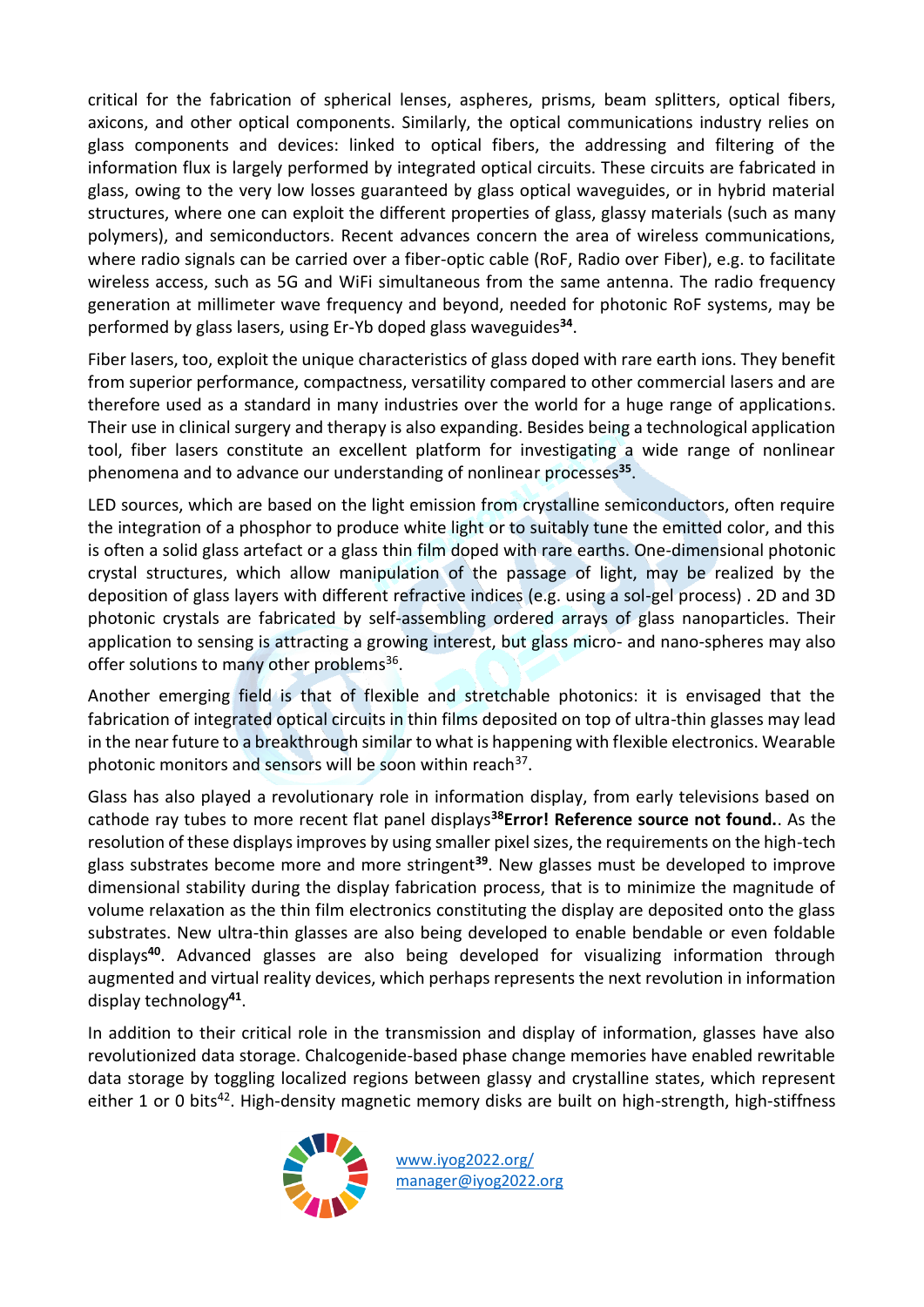critical for the fabrication of spherical lenses, aspheres, prisms, beam splitters, optical fibers, axicons, and other optical components. Similarly, the optical communications industry relies on glass components and devices: linked to optical fibers, the addressing and filtering of the information flux is largely performed by integrated optical circuits. These circuits are fabricated in glass, owing to the very low losses guaranteed by glass optical waveguides, or in hybrid material structures, where one can exploit the different properties of glass, glassy materials (such as many polymers), and semiconductors. Recent advances concern the area of wireless communications, where radio signals can be carried over a fiber-optic cable (RoF, Radio over Fiber), e.g. to facilitate wireless access, such as 5G and WiFi simultaneous from the same antenna. The radio frequency generation at millimeter wave frequency and beyond, needed for photonic RoF systems, may be performed by glass lasers, using Er-Yb doped glass waveguides[34].

Fiber lasers, too, exploit the unique characteristics of glass doped with rare earth ions. They benefit from superior performance, compactness, versatility compared to other commercial lasers and are therefore used as a standard in many industries over the world for a huge range of applications. Their use in clinical surgery and therapy is also expanding. Besides being a technological application tool, fiber lasers constitute an excellent platform for investigating a wide range of nonlinear phenomena and to advance our understanding of nonlinear processes[35].

LED sources, which are based on the light emission from crystalline semiconductors, often require the integration of a phosphor to produce white light or to suitably tune the emitted color, and this is often a solid glass artefact or a glass thin film doped with rare earths. One-dimensional photonic crystal structures, which allow manipulation of the passage of light, may be realized by the deposition of glass layers with different refractive indices (e.g. using a sol-gel process) . 2D and 3D photonic crystals are fabricated by self-assembling ordered arrays of glass nanoparticles. Their application to sensing is attracting a growing interest, but glass micro- and nano-spheres may also offer solutions to many other problems[36].

Another emerging field is that of flexible and stretchable photonics: it is envisaged that the fabrication of integrated optical circuits in thin films deposited on top of ultra-thin glasses may lead in the near future to a breakthrough similar to what is happening with flexible electronics. Wearable photonic monitors and sensors will be soon within reach[37].

Glass has also played a revolutionary role in information display, from early televisions based on cathode ray tubes to more recent flat panel displays[38]**Error! Reference source not found.**. As the resolution of these displays improves by using smaller pixel sizes, the requirements on the high-tech glass substrates become more and more stringent[39]. New glasses must be developed to improve dimensional stability during the display fabrication process, that is to minimize the magnitude of volume relaxation as the thin film electronics constituting the display are deposited onto the glass substrates. New ultra-thin glasses are also being developed to enable bendable or even foldable displays[40]. Advanced glasses are also being developed for visualizing information through augmented and virtual reality devices, which perhaps represents the next revolution in information display technology[41].

In addition to their critical role in the transmission and display of information, glasses have also revolutionized data storage. Chalcogenide-based phase change memories have enabled rewritable data storage by toggling localized regions between glassy and crystalline states, which represent either 1 or 0 bits[42]. High-density magnetic memory disks are built on high-strength, high-stiffness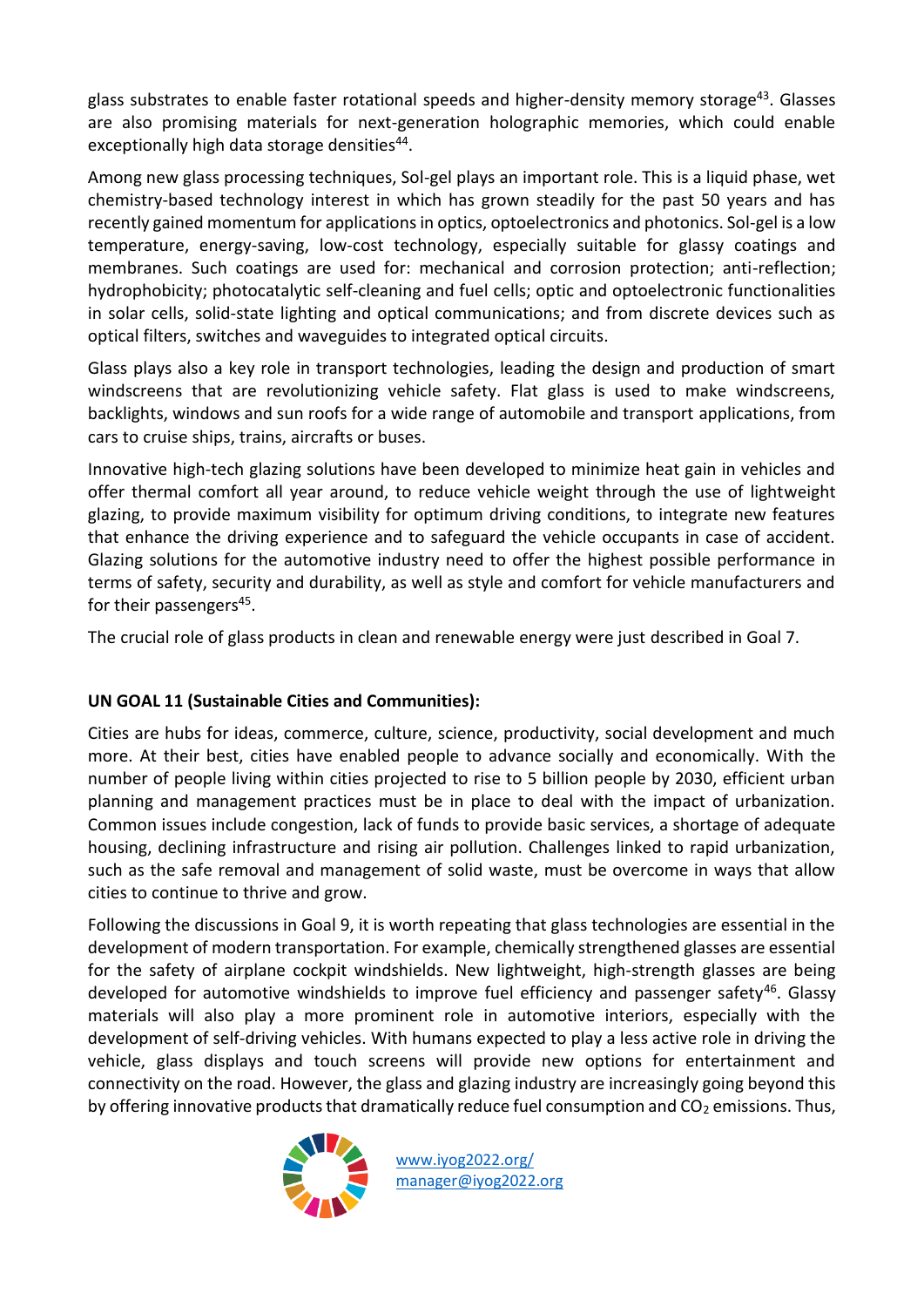glass substrates to enable faster rotational speeds and higher-density memory storage[43]. Glasses are also promising materials for next-generation holographic memories, which could enable exceptionally high data storage densities[44].

Among new glass processing techniques, Sol-gel plays an important role. This is a liquid phase, wet chemistry-based technology interest in which has grown steadily for the past 50 years and has recently gained momentum for applications in optics, optoelectronics and photonics. Sol-gel is a low temperature, energy-saving, low-cost technology, especially suitable for glassy coatings and membranes. Such coatings are used for: mechanical and corrosion protection; anti-reflection; hydrophobicity; photocatalytic self-cleaning and fuel cells; optic and optoelectronic functionalities in solar cells, solid-state lighting and optical communications; and from discrete devices such as optical filters, switches and waveguides to integrated optical circuits.

Glass plays also a key role in transport technologies, leading the design and production of smart windscreens that are revolutionizing vehicle safety. Flat glass is used to make windscreens, backlights, windows and sun roofs for a wide range of automobile and transport applications, from cars to cruise ships, trains, aircrafts or buses.

Innovative high-tech glazing solutions have been developed to minimize heat gain in vehicles and offer thermal comfort all year around, to reduce vehicle weight through the use of lightweight glazing, to provide maximum visibility for optimum driving conditions, to integrate new features that enhance the driving experience and to safeguard the vehicle occupants in case of accident. Glazing solutions for the automotive industry need to offer the highest possible performance in terms of safety, security and durability, as well as style and comfort for vehicle manufacturers and for their passengers[45].

The crucial role of glass products in clean and renewable energy were just described in Goal 7.

**UN GOAL 11 (Sustainable Cities and Communities):**

Cities are hubs for ideas, commerce, culture, science, productivity, social development and much more. At their best, cities have enabled people to advance socially and economically. With the number of people living within cities projected to rise to 5 billion people by 2030, efficient urban planning and management practices must be in place to deal with the impact of urbanization. Common issues include congestion, lack of funds to provide basic services, a shortage of adequate housing, declining infrastructure and rising air pollution. Challenges linked to rapid urbanization, such as the safe removal and management of solid waste, must be overcome in ways that allow cities to continue to thrive and grow.

Following the discussions in Goal 9, it is worth repeating that glass technologies are essential in the development of modern transportation. For example, chemically strengthened glasses are essential for the safety of airplane cockpit windshields. New lightweight, high-strength glasses are being developed for automotive windshields to improve fuel efficiency and passenger safety[46]. Glassy materials will also play a more prominent role in automotive interiors, especially with the development of self-driving vehicles. With humans expected to play a less active role in driving the vehicle, glass displays and touch screens will provide new options for entertainment and connectivity on the road. However, the glass and glazing industry are increasingly going beyond this by offering innovative products that dramatically reduce fuel consumption and $CO_2$ emissions. Thus,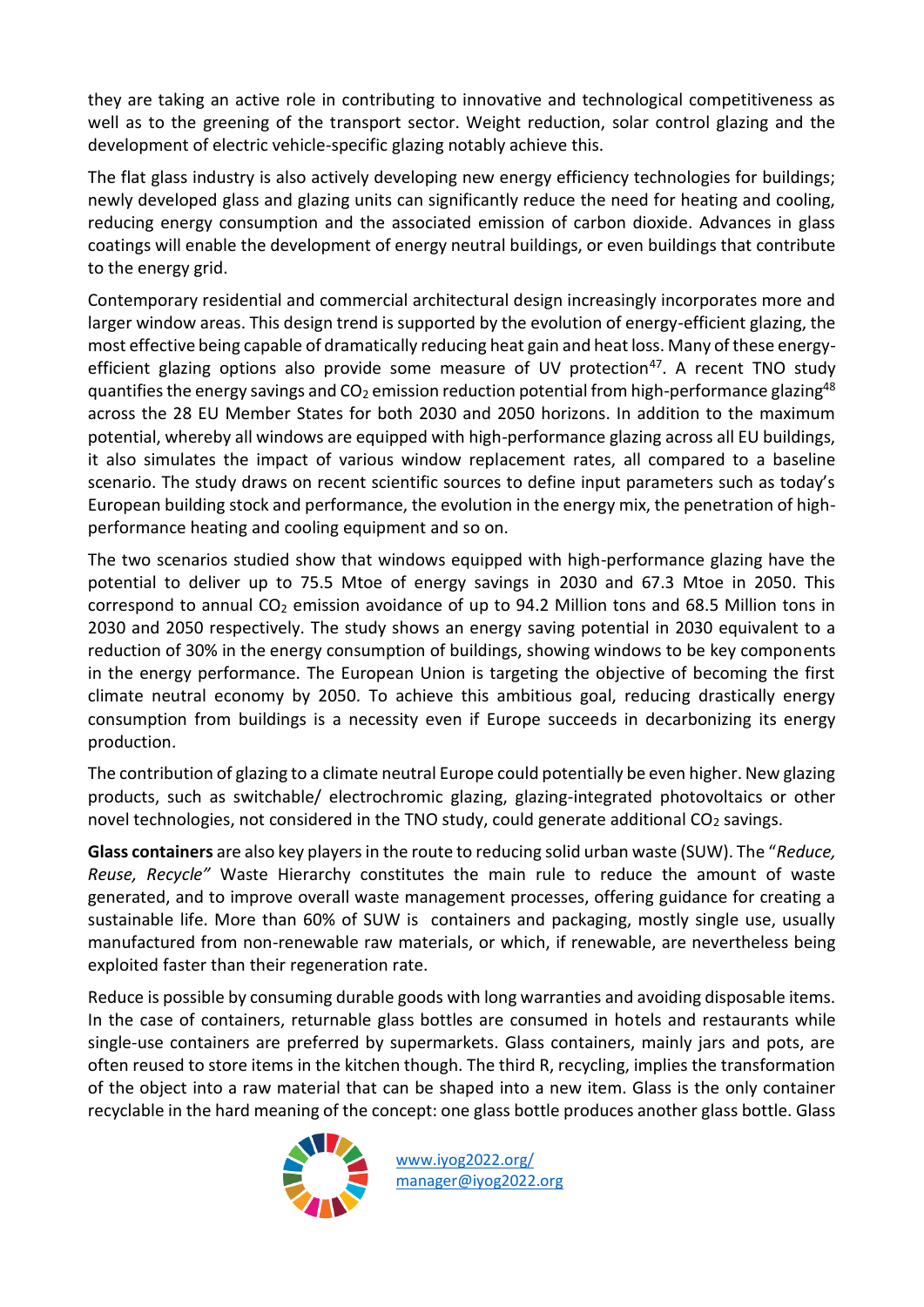they are taking an active role in contributing to innovative and technological competitiveness as well as to the greening of the transport sector. Weight reduction, solar control glazing and the development of electric vehicle-specific glazing notably achieve this.

The flat glass industry is also actively developing new energy efficiency technologies for buildings; newly developed glass and glazing units can significantly reduce the need for heating and cooling, reducing energy consumption and the associated emission of carbon dioxide. Advances in glass coatings will enable the development of energy neutral buildings, or even buildings that contribute to the energy grid.

Contemporary residential and commercial architectural design increasingly incorporates more and larger window areas. This design trend is supported by the evolution of energy-efficient glazing, the most effective being capable of dramatically reducing heat gain and heat loss. Many of these energy-efficient glazing options also provide some measure of UV protection[47]. A recent TNO study quantifies the energy savings and $CO_2$ emission reduction potential from high-performance glazing[48] across the 28 EU Member States for both 2030 and 2050 horizons. In addition to the maximum potential, whereby all windows are equipped with high-performance glazing across all EU buildings, it also simulates the impact of various window replacement rates, all compared to a baseline scenario. The study draws on recent scientific sources to define input parameters such as today's European building stock and performance, the evolution in the energy mix, the penetration of high-performance heating and cooling equipment and so on.

The two scenarios studied show that windows equipped with high-performance glazing have the potential to deliver up to 75.5 Mtoe of energy savings in 2030 and 67.3 Mtoe in 2050. This correspond to annual $CO_2$ emission avoidance of up to 94.2 Million tons and 68.5 Million tons in 2030 and 2050 respectively. The study shows an energy saving potential in 2030 equivalent to a reduction of 30% in the energy consumption of buildings, showing windows to be key components in the energy performance. The European Union is targeting the objective of becoming the first climate neutral economy by 2050. To achieve this ambitious goal, reducing drastically energy consumption from buildings is a necessity even if Europe succeeds in decarbonizing its energy production.

The contribution of glazing to a climate neutral Europe could potentially be even higher. New glazing products, such as switchable/ electrochromic glazing, glazing-integrated photovoltaics or other novel technologies, not considered in the TNO study, could generate additional $CO_2$ savings.

**Glass containers** are also key players in the route to reducing solid urban waste (SUW). The "*Reduce, Reuse, Recycle"* Waste Hierarchy constitutes the main rule to reduce the amount of waste generated, and to improve overall waste management processes, offering guidance for creating a sustainable life. More than 60% of SUW is containers and packaging, mostly single use, usually manufactured from non-renewable raw materials, or which, if renewable, are nevertheless being exploited faster than their regeneration rate.

Reduce is possible by consuming durable goods with long warranties and avoiding disposable items. In the case of containers, returnable glass bottles are consumed in hotels and restaurants while single-use containers are preferred by supermarkets. Glass containers, mainly jars and pots, are often reused to store items in the kitchen though. The third R, recycling, implies the transformation of the object into a raw material that can be shaped into a new item. Glass is the only container recyclable in the hard meaning of the concept: one glass bottle produces another glass bottle. Glass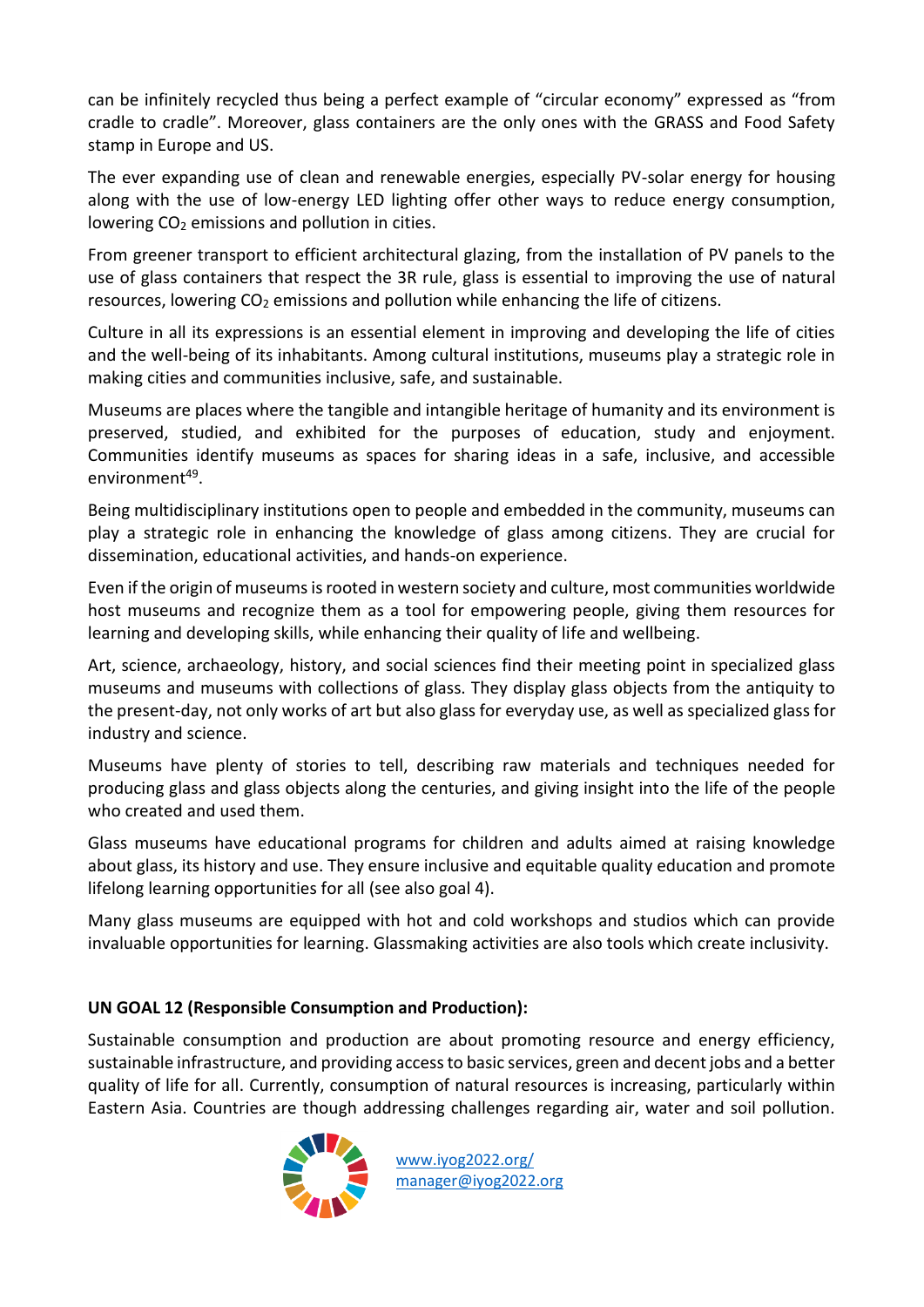can be infinitely recycled thus being a perfect example of “circular economy” expressed as “from cradle to cradle”. Moreover, glass containers are the only ones with the GRASS and Food Safety stamp in Europe and US.

The ever expanding use of clean and renewable energies, especially PV-solar energy for housing along with the use of low-energy LED lighting offer other ways to reduce energy consumption, lowering $CO_2$ emissions and pollution in cities.

From greener transport to efficient architectural glazing, from the installation of PV panels to the use of glass containers that respect the 3R rule, glass is essential to improving the use of natural resources, lowering $CO_2$ emissions and pollution while enhancing the life of citizens.

Culture in all its expressions is an essential element in improving and developing the life of cities and the well-being of its inhabitants. Among cultural institutions, museums play a strategic role in making cities and communities inclusive, safe, and sustainable.

Museums are places where the tangible and intangible heritage of humanity and its environment is preserved, studied, and exhibited for the purposes of education, study and enjoyment. Communities identify museums as spaces for sharing ideas in a safe, inclusive, and accessible environment[49].

Being multidisciplinary institutions open to people and embedded in the community, museums can play a strategic role in enhancing the knowledge of glass among citizens. They are crucial for dissemination, educational activities, and hands-on experience.

Even if the origin of museums is rooted in western society and culture, most communities worldwide host museums and recognize them as a tool for empowering people, giving them resources for learning and developing skills, while enhancing their quality of life and wellbeing.

Art, science, archaeology, history, and social sciences find their meeting point in specialized glass museums and museums with collections of glass. They display glass objects from the antiquity to the present-day, not only works of art but also glass for everyday use, as well as specialized glass for industry and science.

Museums have plenty of stories to tell, describing raw materials and techniques needed for producing glass and glass objects along the centuries, and giving insight into the life of the people who created and used them.

Glass museums have educational programs for children and adults aimed at raising knowledge about glass, its history and use. They ensure inclusive and equitable quality education and promote lifelong learning opportunities for all (see also goal 4).

Many glass museums are equipped with hot and cold workshops and studios which can provide invaluable opportunities for learning. Glassmaking activities are also tools which create inclusivity.

**UN GOAL 12 (Responsible Consumption and Production):**

Sustainable consumption and production are about promoting resource and energy efficiency, sustainable infrastructure, and providing access to basic services, green and decent jobs and a better quality of life for all. Currently, consumption of natural resources is increasing, particularly within Eastern Asia. Countries are though addressing challenges regarding air, water and soil pollution.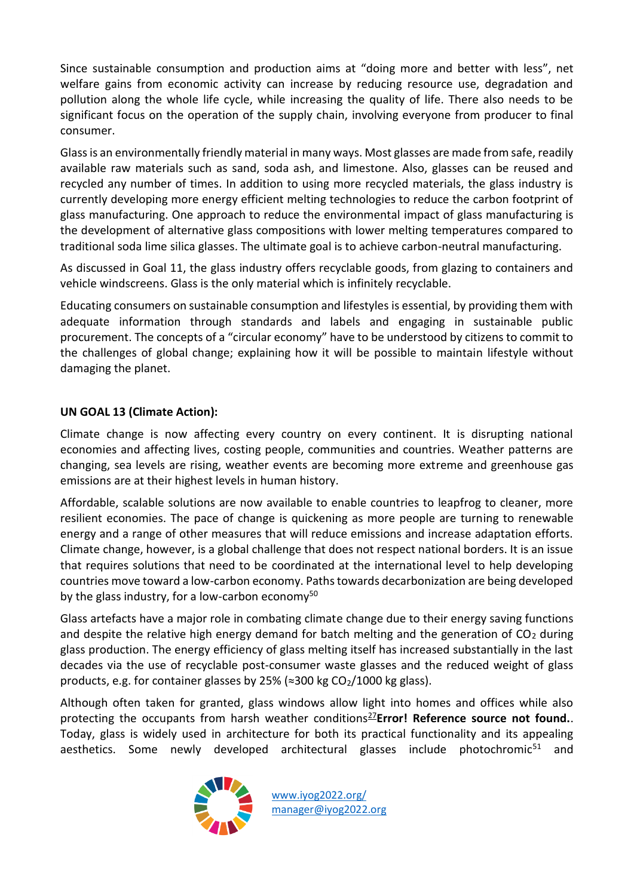Since sustainable consumption and production aims at “doing more and better with less”, net welfare gains from economic activity can increase by reducing resource use, degradation and pollution along the whole life cycle, while increasing the quality of life. There also needs to be significant focus on the operation of the supply chain, involving everyone from producer to final consumer.

Glass is an environmentally friendly material in many ways. Most glasses are made from safe, readily available raw materials such as sand, soda ash, and limestone. Also, glasses can be reused and recycled any number of times. In addition to using more recycled materials, the glass industry is currently developing more energy efficient melting technologies to reduce the carbon footprint of glass manufacturing. One approach to reduce the environmental impact of glass manufacturing is the development of alternative glass compositions with lower melting temperatures compared to traditional soda lime silica glasses. The ultimate goal is to achieve carbon-neutral manufacturing.

As discussed in Goal 11, the glass industry offers recyclable goods, from glazing to containers and vehicle windscreens. Glass is the only material which is infinitely recyclable.

Educating consumers on sustainable consumption and lifestyles is essential, by providing them with adequate information through standards and labels and engaging in sustainable public procurement. The concepts of a “circular economy” have to be understood by citizens to commit to the challenges of global change; explaining how it will be possible to maintain lifestyle without damaging the planet.

**UN GOAL 13 (Climate Action):**

Climate change is now affecting every country on every continent. It is disrupting national economies and affecting lives, costing people, communities and countries. Weather patterns are changing, sea levels are rising, weather events are becoming more extreme and greenhouse gas emissions are at their highest levels in human history.

Affordable, scalable solutions are now available to enable countries to leapfrog to cleaner, more resilient economies. The pace of change is quickening as more people are turning to renewable energy and a range of other measures that will reduce emissions and increase adaptation efforts. Climate change, however, is a global challenge that does not respect national borders. It is an issue that requires solutions that need to be coordinated at the international level to help developing countries move toward a low-carbon economy. Paths towards decarbonization are being developed by the glass industry, for a low-carbon economy[50]

Glass artefacts have a major role in combating climate change due to their energy saving functions and despite the relative high energy demand for batch melting and the generation of $CO_2$ during glass production. The energy efficiency of glass melting itself has increased substantially in the last decades via the use of recyclable post-consumer waste glasses and the reduced weight of glass products, e.g. for container glasses by 25% (≈300 kg $CO_2$/1000 kg glass).

Although often taken for granted, glass windows allow light into homes and offices while also protecting the occupants from harsh weather conditions[27]**Error! Reference source not found.**. Today, glass is widely used in architecture for both its practical functionality and its appealing aesthetics. Some newly developed architectural glasses include photochromic[51] and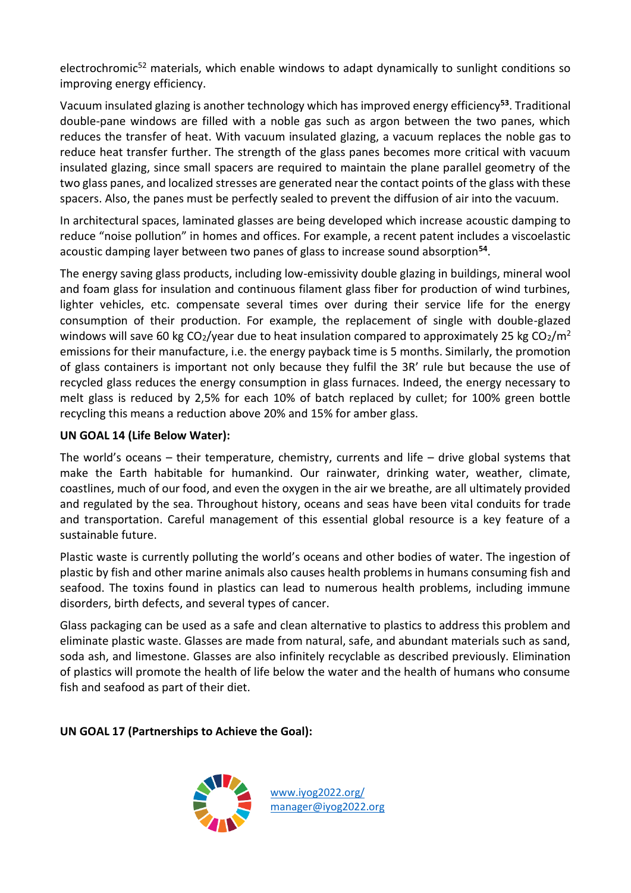electrochromic[52] materials, which enable windows to adapt dynamically to sunlight conditions so improving energy efficiency.

Vacuum insulated glazing is another technology which has improved energy efficiency[53]. Traditional double-pane windows are filled with a noble gas such as argon between the two panes, which reduces the transfer of heat. With vacuum insulated glazing, a vacuum replaces the noble gas to reduce heat transfer further. The strength of the glass panes becomes more critical with vacuum insulated glazing, since small spacers are required to maintain the plane parallel geometry of the two glass panes, and localized stresses are generated near the contact points of the glass with these spacers. Also, the panes must be perfectly sealed to prevent the diffusion of air into the vacuum.

In architectural spaces, laminated glasses are being developed which increase acoustic damping to reduce "noise pollution" in homes and offices. For example, a recent patent includes a viscoelastic acoustic damping layer between two panes of glass to increase sound absorption[54].

The energy saving glass products, including low-emissivity double glazing in buildings, mineral wool and foam glass for insulation and continuous filament glass fiber for production of wind turbines, lighter vehicles, etc. compensate several times over during their service life for the energy consumption of their production. For example, the replacement of single with double-glazed windows will save 60 kg $CO_2$/year due to heat insulation compared to approximately 25 kg $CO_2/m^2$ emissions for their manufacture, i.e. the energy payback time is 5 months. Similarly, the promotion of glass containers is important not only because they fulfil the 3R' rule but because the use of recycled glass reduces the energy consumption in glass furnaces. Indeed, the energy necessary to melt glass is reduced by 2,5% for each 10% of batch replaced by cullet; for 100% green bottle recycling this means a reduction above 20% and 15% for amber glass.

**UN GOAL 14 (Life Below Water):**

The world's oceans – their temperature, chemistry, currents and life – drive global systems that make the Earth habitable for humankind. Our rainwater, drinking water, weather, climate, coastlines, much of our food, and even the oxygen in the air we breathe, are all ultimately provided and regulated by the sea. Throughout history, oceans and seas have been vital conduits for trade and transportation. Careful management of this essential global resource is a key feature of a sustainable future.

Plastic waste is currently polluting the world's oceans and other bodies of water. The ingestion of plastic by fish and other marine animals also causes health problems in humans consuming fish and seafood. The toxins found in plastics can lead to numerous health problems, including immune disorders, birth defects, and several types of cancer.

Glass packaging can be used as a safe and clean alternative to plastics to address this problem and eliminate plastic waste. Glasses are made from natural, safe, and abundant materials such as sand, soda ash, and limestone. Glasses are also infinitely recyclable as described previously. Elimination of plastics will promote the health of life below the water and the health of humans who consume fish and seafood as part of their diet.

**UN GOAL 17 (Partnerships to Achieve the Goal):**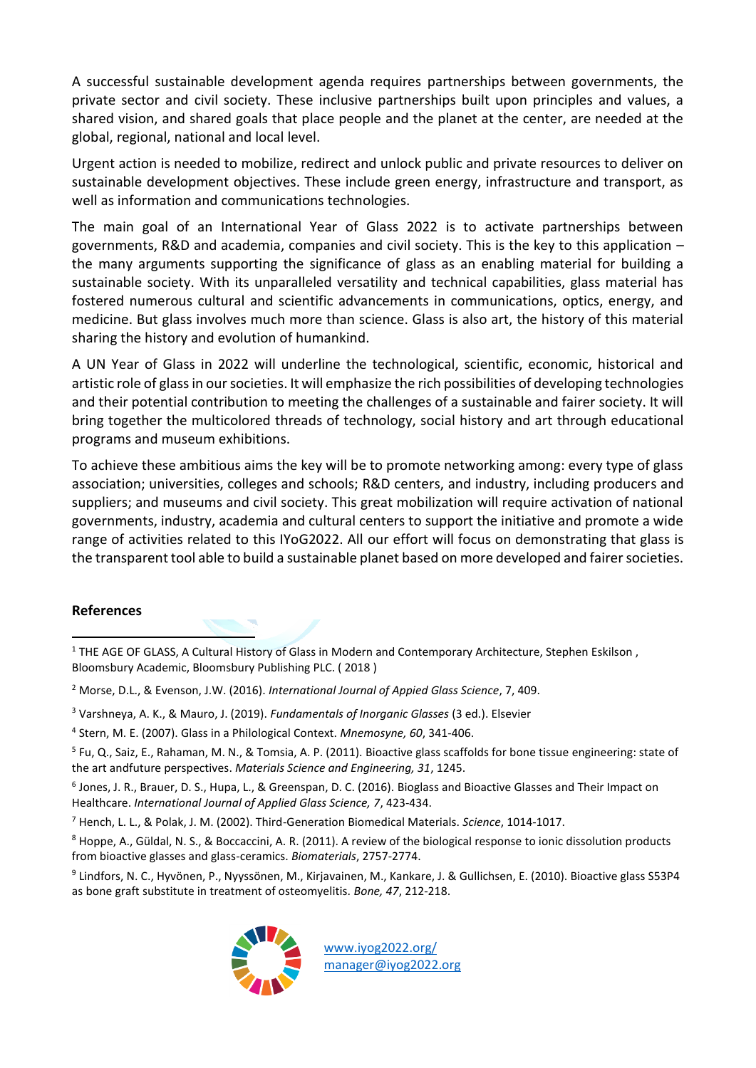A successful sustainable development agenda requires partnerships between governments, the private sector and civil society. These inclusive partnerships built upon principles and values, a shared vision, and shared goals that place people and the planet at the center, are needed at the global, regional, national and local level.

Urgent action is needed to mobilize, redirect and unlock public and private resources to deliver on sustainable development objectives. These include green energy, infrastructure and transport, as well as information and communications technologies.

The main goal of an International Year of Glass 2022 is to activate partnerships between governments, R&D and academia, companies and civil society. This is the key to this application – the many arguments supporting the significance of glass as an enabling material for building a sustainable society. With its unparalleled versatility and technical capabilities, glass material has fostered numerous cultural and scientific advancements in communications, optics, energy, and medicine. But glass involves much more than science. Glass is also art, the history of this material sharing the history and evolution of humankind.

A UN Year of Glass in 2022 will underline the technological, scientific, economic, historical and artistic role of glass in our societies. It will emphasize the rich possibilities of developing technologies and their potential contribution to meeting the challenges of a sustainable and fairer society. It will bring together the multicolored threads of technology, social history and art through educational programs and museum exhibitions.

To achieve these ambitious aims the key will be to promote networking among: every type of glass association; universities, colleges and schools; R&D centers, and industry, including producers and suppliers; and museums and civil society. This great mobilization will require activation of national governments, industry, academia and cultural centers to support the initiative and promote a wide range of activities related to this IYoG2022. All our effort will focus on demonstrating that glass is the transparent tool able to build a sustainable planet based on more developed and fairer societies.

**References**

[1] THE AGE OF GLASS, A Cultural History of Glass in Modern and Contemporary Architecture, Stephen Eskilson , Bloomsbury Academic, Bloomsbury Publishing PLC. ( 2018 )

[2] Morse, D.L., & Evenson, J.W. (2016). *International Journal of Appied Glass Science*, 7, 409.

[3] Varshneya, A. K., & Mauro, J. (2019). *Fundamentals of Inorganic Glasses* (3 ed.). Elsevier

[4] Stern, M. E. (2007). Glass in a Philological Context. *Mnemosyne, 60*, 341-406.

[5] Fu, Q., Saiz, E., Rahaman, M. N., & Tomsia, A. P. (2011). Bioactive glass scaffolds for bone tissue engineering: state of the art andfuture perspectives. *Materials Science and Engineering, 31*, 1245.

[6] Jones, J. R., Brauer, D. S., Hupa, L., & Greenspan, D. C. (2016). Bioglass and Bioactive Glasses and Their Impact on Healthcare. *International Journal of Applied Glass Science, 7*, 423-434.

[7] Hench, L. L., & Polak, J. M. (2002). Third-Generation Biomedical Materials. *Science*, 1014-1017.

[8] Hoppe, A., Güldal, N. S., & Boccaccini, A. R. (2011). A review of the biological response to ionic dissolution products from bioactive glasses and glass-ceramics. *Biomaterials*, 2757-2774.

[9] Lindfors, N. C., Hyvönen, P., Nyyssönen, M., Kirjavainen, M., Kankare, J. & Gullichsen, E. (2010). Bioactive glass S53P4 as bone graft substitute in treatment of osteomyelitis. *Bone, 47*, 212-218.

www.iyog2022.org/
manager@iyog2022.org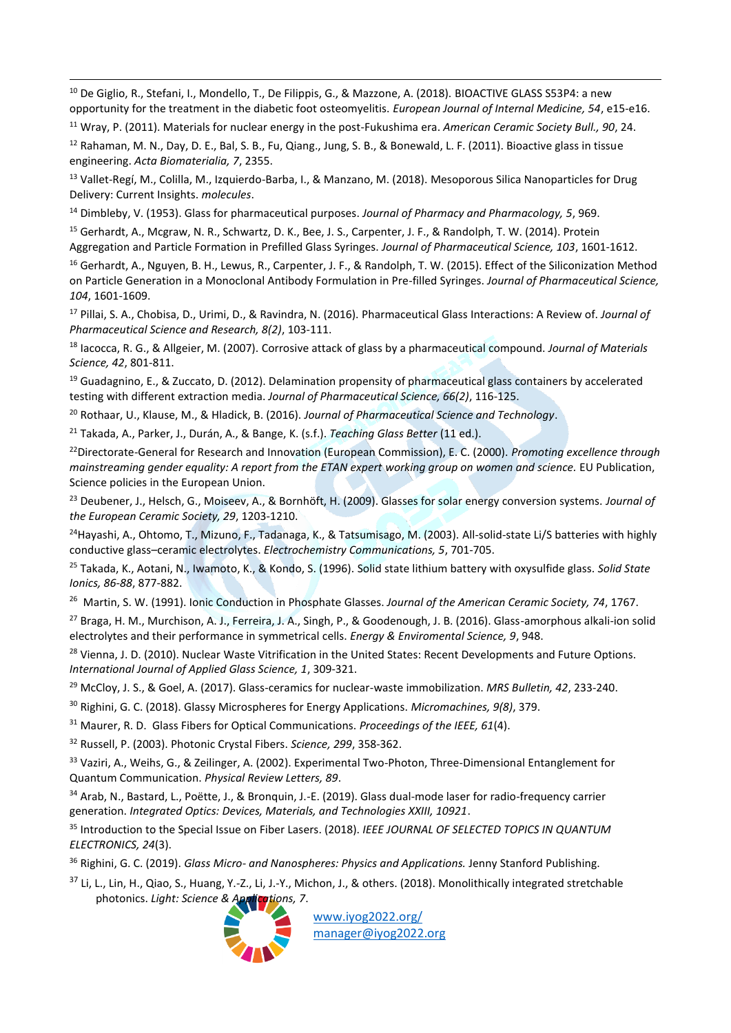[10] De Giglio, R., Stefani, I., Mondello, T., De Filippis, G., & Mazzone, A. (2018). BIOACTIVE GLASS S53P4: a new opportunity for the treatment in the diabetic foot osteomyelitis. *European Journal of Internal Medicine, 54*, e15-e16.

[11] Wray, P. (2011). Materials for nuclear energy in the post-Fukushima era. *American Ceramic Society Bull., 90*, 24.

[12] Rahaman, M. N., Day, D. E., Bal, S. B., Fu, Qiang., Jung, S. B., & Bonewald, L. F. (2011). Bioactive glass in tissue engineering. *Acta Biomaterialia, 7*, 2355.

[13] Vallet-Regí, M., Colilla, M., Izquierdo-Barba, I., & Manzano, M. (2018). Mesoporous Silica Nanoparticles for Drug Delivery: Current Insights. *molecules*.

[14] Dimbleby, V. (1953). Glass for pharmaceutical purposes. *Journal of Pharmacy and Pharmacology, 5*, 969.

[15] Gerhardt, A., Mcgraw, N. R., Schwartz, D. K., Bee, J. S., Carpenter, J. F., & Randolph, T. W. (2014). Protein Aggregation and Particle Formation in Prefilled Glass Syringes. *Journal of Pharmaceutical Science, 103*, 1601-1612.

[16] Gerhardt, A., Nguyen, B. H., Lewus, R., Carpenter, J. F., & Randolph, T. W. (2015). Effect of the Siliconization Method on Particle Generation in a Monoclonal Antibody Formulation in Pre-filled Syringes. *Journal of Pharmaceutical Science, 104*, 1601-1609.

[17] Pillai, S. A., Chobisa, D., Urimi, D., & Ravindra, N. (2016). Pharmaceutical Glass Interactions: A Review of. *Journal of Pharmaceutical Science and Research, 8(2)*, 103-111.

[18] Iacocca, R. G., & Allgeier, M. (2007). Corrosive attack of glass by a pharmaceutical compound. *Journal of Materials Science, 42*, 801-811.

[19] Guadagnino, E., & Zuccato, D. (2012). Delamination propensity of pharmaceutical glass containers by accelerated testing with different extraction media. *Journal of Pharmaceutical Science, 66(2)*, 116-125.

[20] Rothaar, U., Klause, M., & Hladick, B. (2016). *Journal of Pharmaceutical Science and Technology*.

[21] Takada, A., Parker, J., Durán, A., & Bange, K. (s.f.). *Teaching Glass Better* (11 ed.).

[22] Directorate-General for Research and Innovation (European Commission), E. C. (2000). *Promoting excellence through mainstreaming gender equality: A report from the ETAN expert working group on women and science.* EU Publication, Science policies in the European Union.

[23] Deubener, J., Helsch, G., Moiseev, A., & Bornhöft, H. (2009). Glasses for solar energy conversion systems. *Journal of the European Ceramic Society, 29*, 1203-1210.

[24] Hayashi, A., Ohtomo, T., Mizuno, F., Tadanaga, K., & Tatsumisago, M. (2003). All-solid-state Li/S batteries with highly conductive glass–ceramic electrolytes. *Electrochemistry Communications, 5*, 701-705.

[25] Takada, K., Aotani, N., Iwamoto, K., & Kondo, S. (1996). Solid state lithium battery with oxysulfide glass. *Solid State Ionics, 86-88*, 877-882.

[26] Martin, S. W. (1991). Ionic Conduction in Phosphate Glasses. *Journal of the American Ceramic Society, 74*, 1767.

[27] Braga, H. M., Murchison, A. J., Ferreira, J. A., Singh, P., & Goodenough, J. B. (2016). Glass-amorphous alkali-ion solid electrolytes and their performance in symmetrical cells. *Energy & Enviromental Science, 9*, 948.

[28] Vienna, J. D. (2010). Nuclear Waste Vitrification in the United States: Recent Developments and Future Options. *International Journal of Applied Glass Science, 1*, 309-321.

[29] McCloy, J. S., & Goel, A. (2017). Glass-ceramics for nuclear-waste immobilization. *MRS Bulletin, 42*, 233-240.

[30] Righini, G. C. (2018). Glassy Microspheres for Energy Applications. *Micromachines, 9(8)*, 379.

[31] Maurer, R. D. Glass Fibers for Optical Communications. *Proceedings of the IEEE, 61*(4).

[32] Russell, P. (2003). Photonic Crystal Fibers. *Science, 299*, 358-362.

[33] Vaziri, A., Weihs, G., & Zeilinger, A. (2002). Experimental Two-Photon, Three-Dimensional Entanglement for Quantum Communication. *Physical Review Letters, 89*.

[34] Arab, N., Bastard, L., Poëtte, J., & Bronquin, J.-E. (2019). Glass dual-mode laser for radio-frequency carrier generation. *Integrated Optics: Devices, Materials, and Technologies XXIII, 10921*.

[35] Introduction to the Special Issue on Fiber Lasers. (2018). *IEEE JOURNAL OF SELECTED TOPICS IN QUANTUM ELECTRONICS, 24*(3).

[36] Righini, G. C. (2019). *Glass Micro- and Nanospheres: Physics and Applications.* Jenny Stanford Publishing.

[37] Li, L., Lin, H., Qiao, S., Huang, Y.-Z., Li, J.-Y., Michon, J., & others. (2018). Monolithically integrated stretchable photonics. *Light: Science & Applications, 7*.

www.iyog2022.org/
manager@iyog2022.org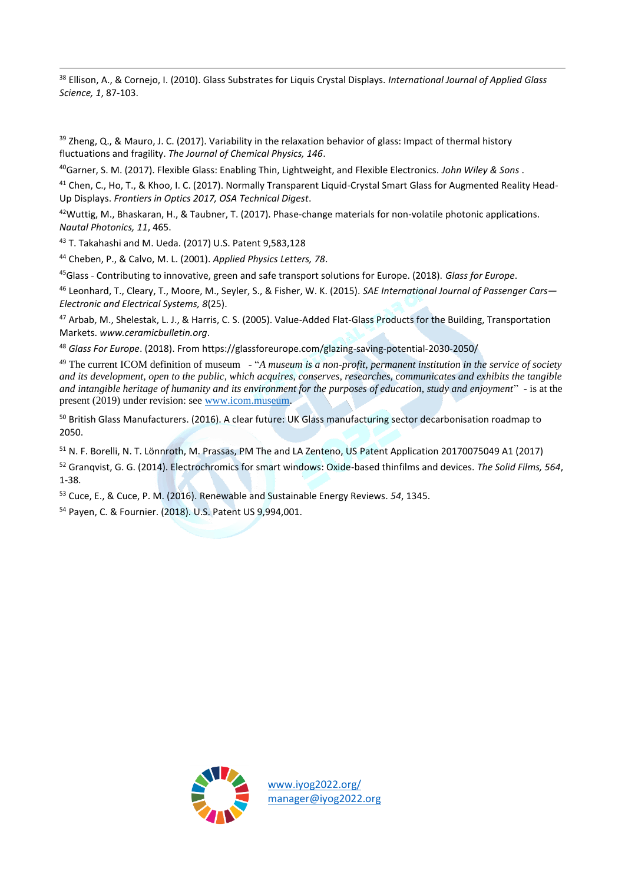[38] Ellison, A., & Cornejo, I. (2010). Glass Substrates for Liquis Crystal Displays. *International Journal of Applied Glass Science, 1*, 87-103.

[39] Zheng, Q., & Mauro, J. C. (2017). Variability in the relaxation behavior of glass: Impact of thermal history fluctuations and fragility. *The Journal of Chemical Physics, 146*.

[40] Garner, S. M. (2017). Flexible Glass: Enabling Thin, Lightweight, and Flexible Electronics. *John Wiley & Sons* .

[41] Chen, C., Ho, T., & Khoo, I. C. (2017). Normally Transparent Liquid-Crystal Smart Glass for Augmented Reality Head-Up Displays. *Frontiers in Optics 2017, OSA Technical Digest*.

[42] Wuttig, M., Bhaskaran, H., & Taubner, T. (2017). Phase-change materials for non-volatile photonic applications. *Nautal Photonics, 11*, 465.

[43] T. Takahashi and M. Ueda. (2017) U.S. Patent 9,583,128

[44] Cheben, P., & Calvo, M. L. (2001). *Applied Physics Letters, 78*.

[45] Glass - Contributing to innovative, green and safe transport solutions for Europe. (2018). *Glass for Europe*.

[46] Leonhard, T., Cleary, T., Moore, M., Seyler, S., & Fisher, W. K. (2015). *SAE International Journal of Passenger Cars—Electronic and Electrical Systems, 8*(25).

[47] Arbab, M., Shelestak, L. J., & Harris, C. S. (2005). Value-Added Flat-Glass Products for the Building, Transportation Markets. *www.ceramicbulletin.org*.

[48] *Glass For Europe*. (2018). From https://glassforeurope.com/glazing-saving-potential-2030-2050/

[49] The current ICOM definition of museum - "*A museum is a non-profit, permanent institution in the service of society and its development, open to the public, which acquires, conserves, researches, communicates and exhibits the tangible and intangible heritage of humanity and its environment for the purposes of education, study and enjoyment*" - is at the present (2019) under revision: see www.icom.museum.

[50] British Glass Manufacturers. (2016). A clear future: UK Glass manufacturing sector decarbonisation roadmap to 2050.

[51] N. F. Borelli, N. T. Lönnroth, M. Prassas, PM The and LA Zenteno, US Patent Application 20170075049 A1 (2017)

[52] Granqvist, G. G. (2014). Electrochromics for smart windows: Oxide-based thinfilms and devices. *The Solid Films, 564*, 1-38.

[53] Cuce, E., & Cuce, P. M. (2016). Renewable and Sustainable Energy Reviews. *54*, 1345.

[54] Payen, C. & Fournier. (2018). U.S. Patent US 9,994,001.

www.iyog2022.org/
manager@iyog2022.org